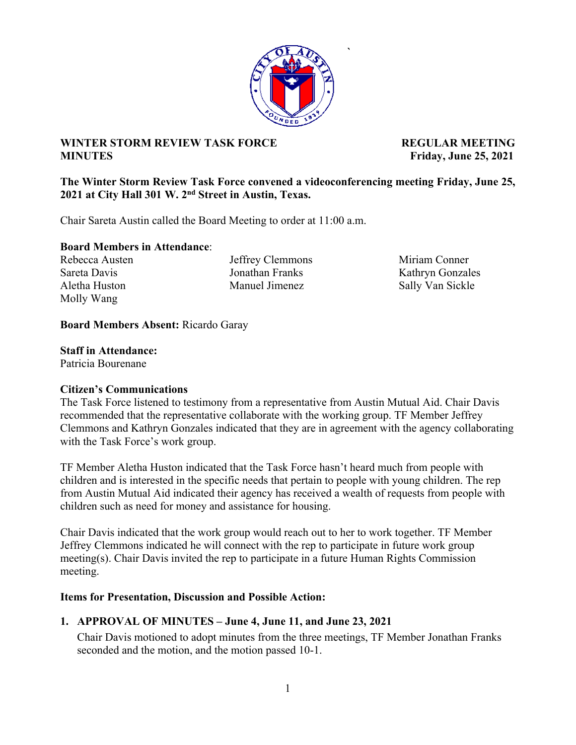**WINTER STORM REVIEW TASK FORCE MINUTES**

**REGULAR MEETING Friday, June 25, 2021**

**The Winter Storm Review Task Force convened a videoconferencing meeting Friday, June 25, 2021 at City Hall 301 W. 2nd Street in Austin, Texas.**

Chair Sareta Austin called the Board Meeting to order at 11:00 a.m.

**Board Members in Attendance**:

Rebecca Austen
Sareta Davis
Aletha Huston
Molly Wang
Jeffrey Clemmons
Jonathan Franks
Manuel Jimenez
Miriam Conner
Kathryn Gonzales
Sally Van Sickle

**Board Members Absent:** Ricardo Garay

**Staff in Attendance:**
Patricia Bourenane

**Citizen's Communications**

The Task Force listened to testimony from a representative from Austin Mutual Aid. Chair Davis recommended that the representative collaborate with the working group. TF Member Jeffrey Clemmons and Kathryn Gonzales indicated that they are in agreement with the agency collaborating with the Task Force's work group.

TF Member Aletha Huston indicated that the Task Force hasn't heard much from people with children and is interested in the specific needs that pertain to people with young children. The rep from Austin Mutual Aid indicated their agency has received a wealth of requests from people with children such as need for money and assistance for housing.

Chair Davis indicated that the work group would reach out to her to work together. TF Member Jeffrey Clemmons indicated he will connect with the rep to participate in future work group meeting(s). Chair Davis invited the rep to participate in a future Human Rights Commission meeting.

**Items for Presentation, Discussion and Possible Action:**

1. **APPROVAL OF MINUTES – June 4, June 11, and June 23, 2021**

   Chair Davis motioned to adopt minutes from the three meetings, TF Member Jonathan Franks seconded and the motion, and the motion passed 10-1.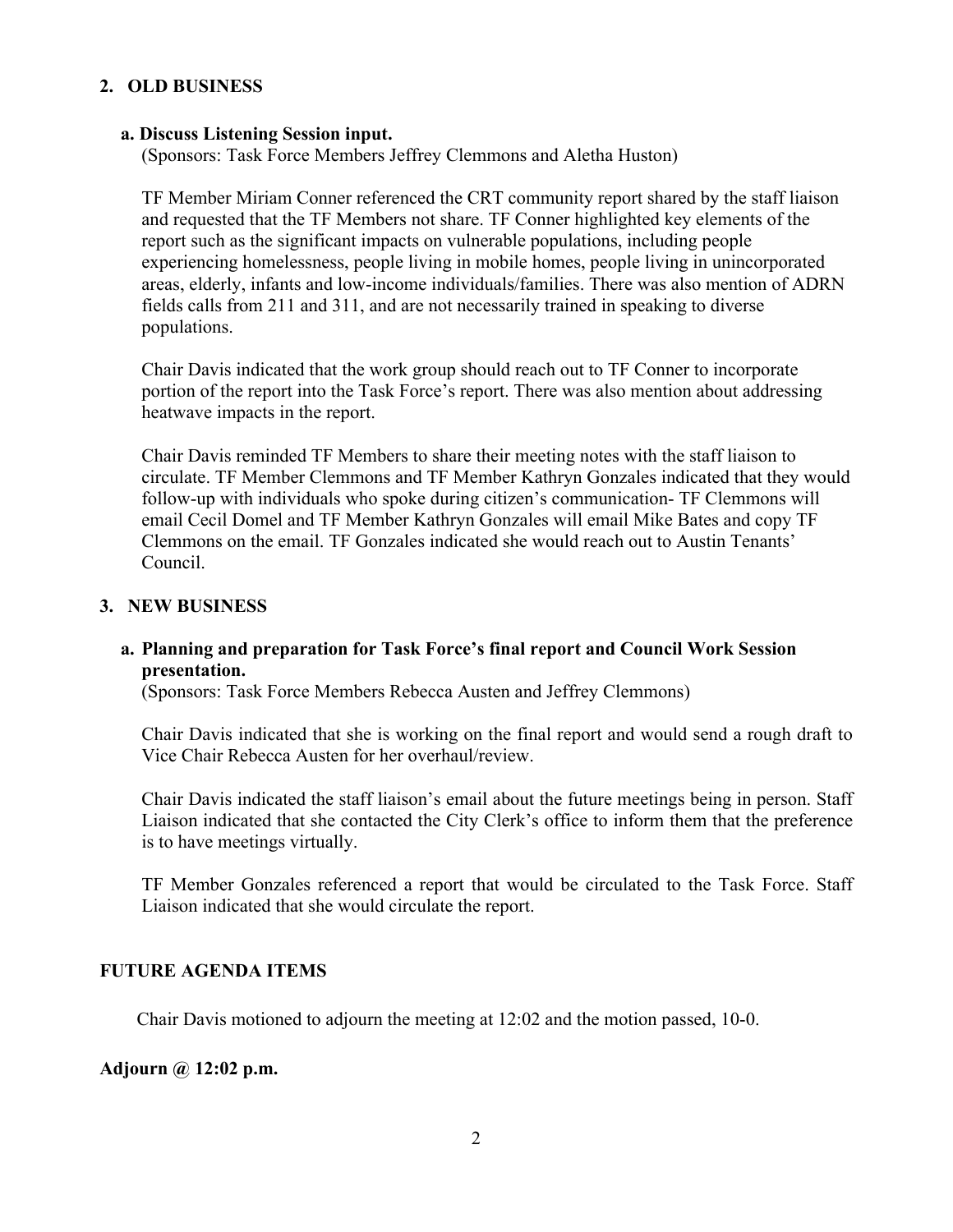## 2. OLD BUSINESS

### a. Discuss Listening Session input.

(Sponsors: Task Force Members Jeffrey Clemmons and Aletha Huston)

TF Member Miriam Conner referenced the CRT community report shared by the staff liaison and requested that the TF Members not share. TF Conner highlighted key elements of the report such as the significant impacts on vulnerable populations, including people experiencing homelessness, people living in mobile homes, people living in unincorporated areas, elderly, infants and low-income individuals/families. There was also mention of ADRN fields calls from 211 and 311, and are not necessarily trained in speaking to diverse populations.

Chair Davis indicated that the work group should reach out to TF Conner to incorporate portion of the report into the Task Force's report. There was also mention about addressing heatwave impacts in the report.

Chair Davis reminded TF Members to share their meeting notes with the staff liaison to circulate. TF Member Clemmons and TF Member Kathryn Gonzales indicated that they would follow-up with individuals who spoke during citizen's communication- TF Clemmons will email Cecil Domel and TF Member Kathryn Gonzales will email Mike Bates and copy TF Clemmons on the email. TF Gonzales indicated she would reach out to Austin Tenants' Council.

## 3. NEW BUSINESS

### a. Planning and preparation for Task Force's final report and Council Work Session presentation.

(Sponsors: Task Force Members Rebecca Austen and Jeffrey Clemmons)

Chair Davis indicated that she is working on the final report and would send a rough draft to Vice Chair Rebecca Austen for her overhaul/review.

Chair Davis indicated the staff liaison's email about the future meetings being in person. Staff Liaison indicated that she contacted the City Clerk's office to inform them that the preference is to have meetings virtually.

TF Member Gonzales referenced a report that would be circulated to the Task Force. Staff Liaison indicated that she would circulate the report.

## FUTURE AGENDA ITEMS

Chair Davis motioned to adjourn the meeting at 12:02 and the motion passed, 10-0.

**Adjourn @ 12:02 p.m.**